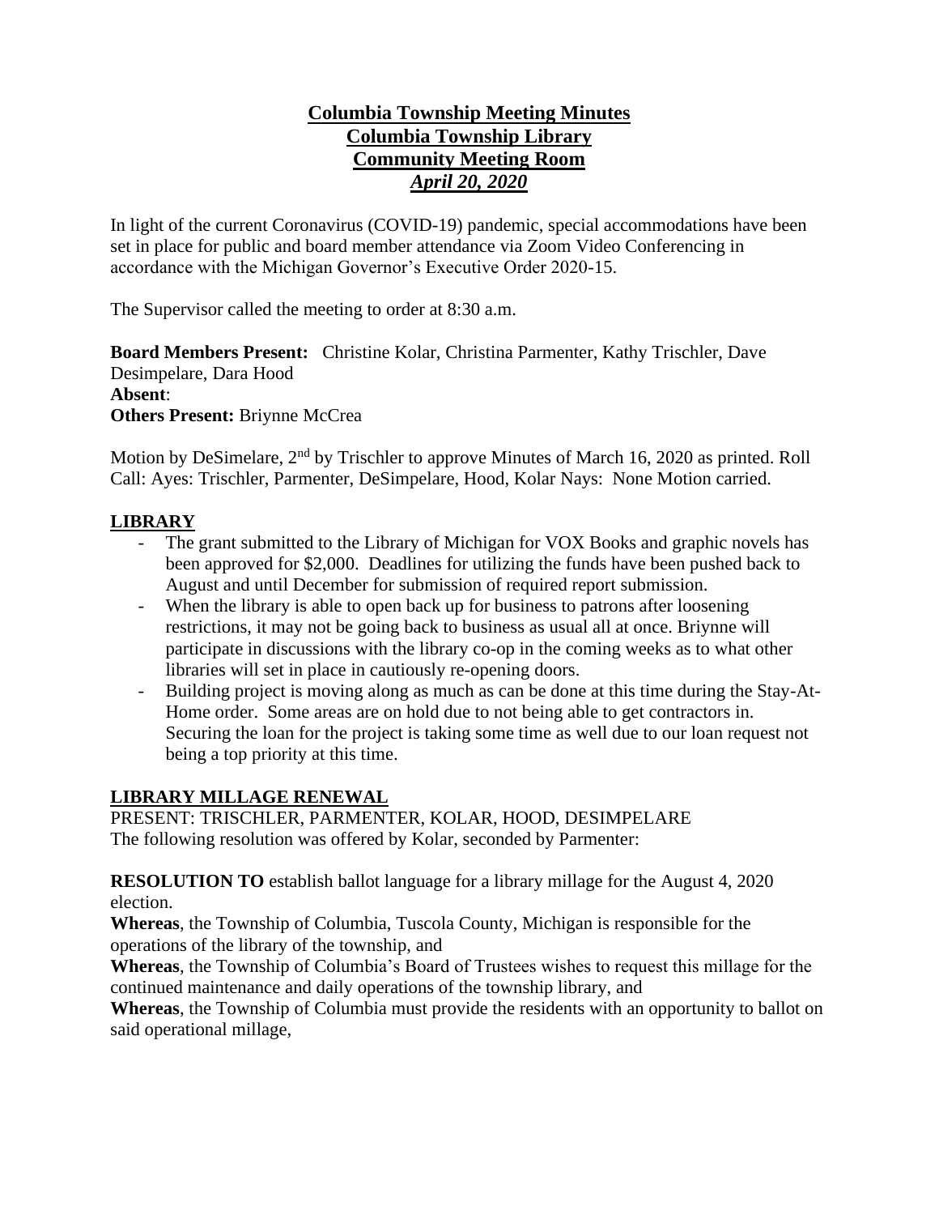# Columbia Township Meeting Minutes
## Columbia Township Library
## Community Meeting Room
## *April 20, 2020*

In light of the current Coronavirus (COVID-19) pandemic, special accommodations have been set in place for public and board member attendance via Zoom Video Conferencing in accordance with the Michigan Governor's Executive Order 2020-15.

The Supervisor called the meeting to order at 8:30 a.m.

**Board Members Present:** Christine Kolar, Christina Parmenter, Kathy Trischler, Dave Desimpelare, Dara Hood
**Absent**:
**Others Present:** Briynne McCrea

Motion by DeSimelare, 2nd by Trischler to approve Minutes of March 16, 2020 as printed. Roll Call: Ayes: Trischler, Parmenter, DeSimpelare, Hood, Kolar Nays: None Motion carried.

## LIBRARY

- The grant submitted to the Library of Michigan for VOX Books and graphic novels has been approved for $2,000. Deadlines for utilizing the funds have been pushed back to August and until December for submission of required report submission.
- When the library is able to open back up for business to patrons after loosening restrictions, it may not be going back to business as usual all at once. Briynne will participate in discussions with the library co-op in the coming weeks as to what other libraries will set in place in cautiously re-opening doors.
- Building project is moving along as much as can be done at this time during the Stay-At-Home order. Some areas are on hold due to not being able to get contractors in. Securing the loan for the project is taking some time as well due to our loan request not being a top priority at this time.

## LIBRARY MILLAGE RENEWAL

PRESENT: TRISCHLER, PARMENTER, KOLAR, HOOD, DESIMPELARE
The following resolution was offered by Kolar, seconded by Parmenter:

**RESOLUTION TO** establish ballot language for a library millage for the August 4, 2020 election.
**Whereas**, the Township of Columbia, Tuscola County, Michigan is responsible for the operations of the library of the township, and
**Whereas**, the Township of Columbia's Board of Trustees wishes to request this millage for the continued maintenance and daily operations of the township library, and
**Whereas**, the Township of Columbia must provide the residents with an opportunity to ballot on said operational millage,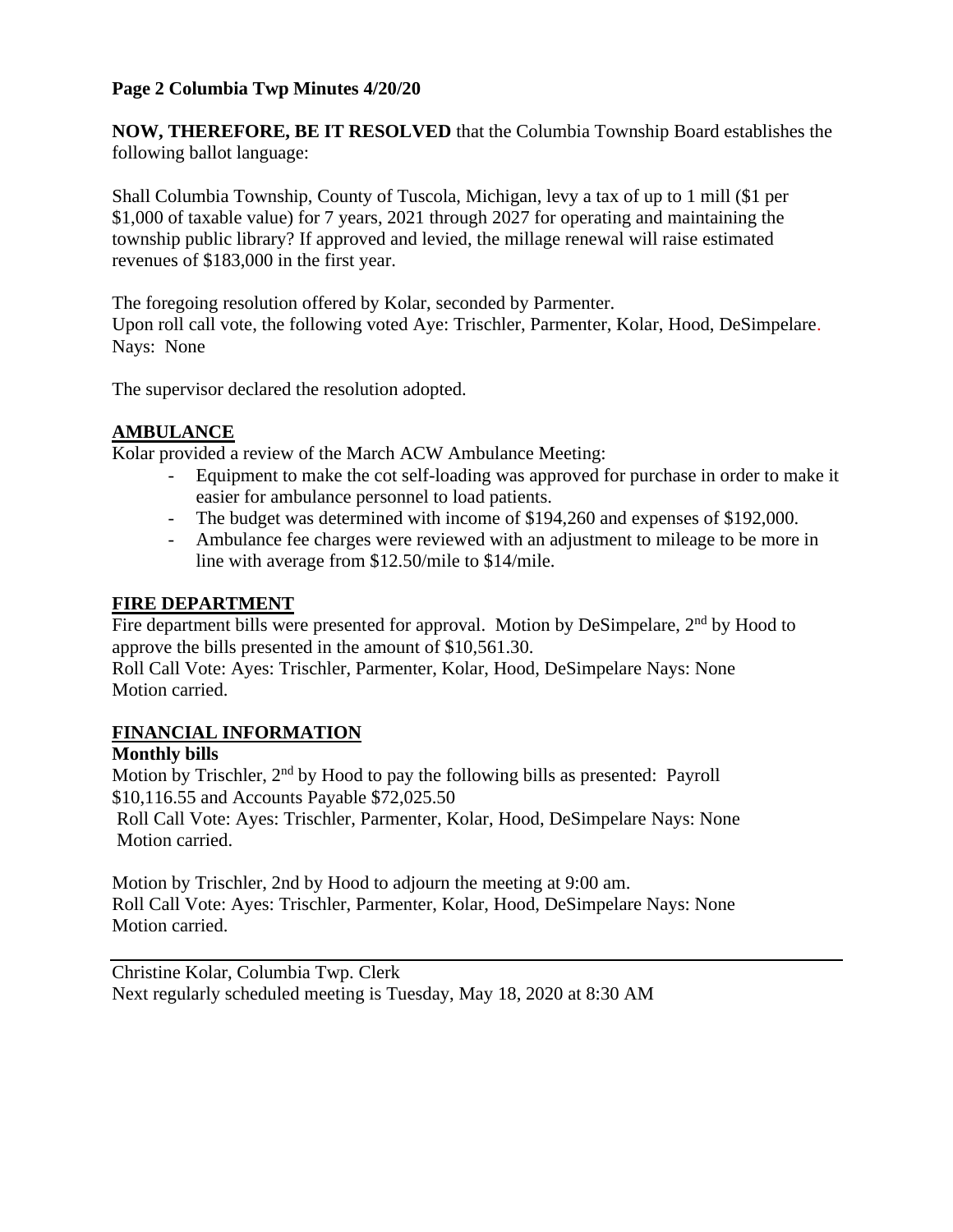**Page 2 Columbia Twp Minutes 4/20/20**

**NOW, THEREFORE, BE IT RESOLVED** that the Columbia Township Board establishes the following ballot language:

Shall Columbia Township, County of Tuscola, Michigan, levy a tax of up to 1 mill ($1 per $1,000 of taxable value) for 7 years, 2021 through 2027 for operating and maintaining the township public library? If approved and levied, the millage renewal will raise estimated revenues of $183,000 in the first year.

The foregoing resolution offered by Kolar, seconded by Parmenter.
Upon roll call vote, the following voted Aye: Trischler, Parmenter, Kolar, Hood, DeSimpelare.
Nays: None

The supervisor declared the resolution adopted.

## AMBULANCE

Kolar provided a review of the March ACW Ambulance Meeting:

- Equipment to make the cot self-loading was approved for purchase in order to make it easier for ambulance personnel to load patients.
- The budget was determined with income of $194,260 and expenses of $192,000.
- Ambulance fee charges were reviewed with an adjustment to mileage to be more in line with average from $12.50/mile to $14/mile.

## FIRE DEPARTMENT

Fire department bills were presented for approval. Motion by DeSimpelare, 2nd by Hood to approve the bills presented in the amount of $10,561.30.
Roll Call Vote: Ayes: Trischler, Parmenter, Kolar, Hood, DeSimpelare Nays: None
Motion carried.

## FINANCIAL INFORMATION

**Monthly bills**

Motion by Trischler, 2nd by Hood to pay the following bills as presented: Payroll $10,116.55 and Accounts Payable $72,025.50
Roll Call Vote: Ayes: Trischler, Parmenter, Kolar, Hood, DeSimpelare Nays: None
Motion carried.

Motion by Trischler, 2nd by Hood to adjourn the meeting at 9:00 am.
Roll Call Vote: Ayes: Trischler, Parmenter, Kolar, Hood, DeSimpelare Nays: None
Motion carried.

---

Christine Kolar, Columbia Twp. Clerk
Next regularly scheduled meeting is Tuesday, May 18, 2020 at 8:30 AM